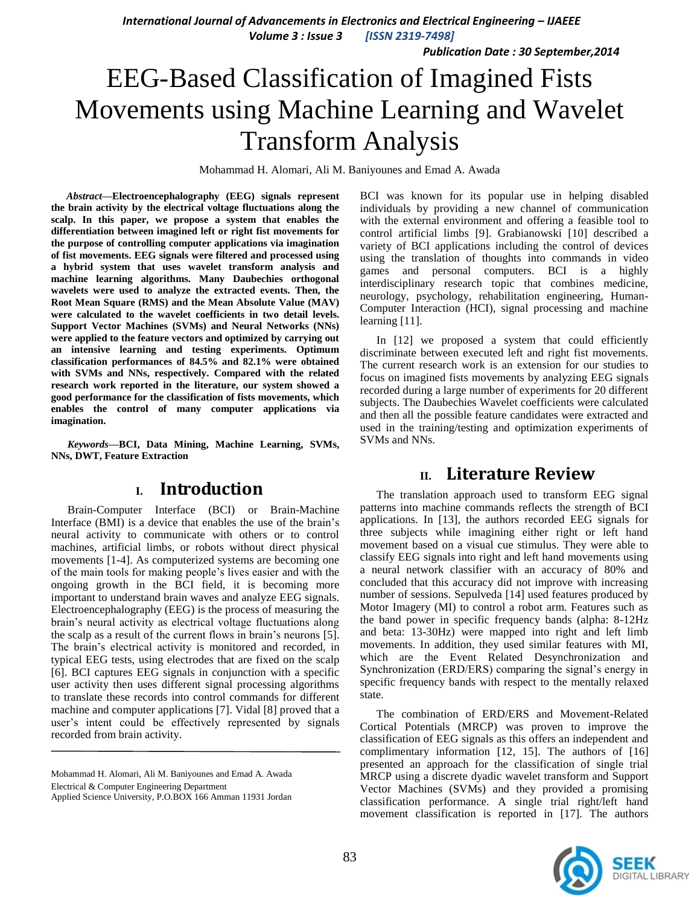# EEG-Based Classification of Imagined Fists Movements using Machine Learning and Wavelet Transform Analysis

Mohammad H. Alomari, Ali M. Baniyounes and Emad A. Awada

***Abstract*—Electroencephalography (EEG) signals represent the brain activity by the electrical voltage fluctuations along the scalp. In this paper, we propose a system that enables the differentiation between imagined left or right fist movements for the purpose of controlling computer applications via imagination of fist movements. EEG signals were filtered and processed using a hybrid system that uses wavelet transform analysis and machine learning algorithms. Many Daubechies orthogonal wavelets were used to analyze the extracted events. Then, the Root Mean Square (RMS) and the Mean Absolute Value (MAV) were calculated to the wavelet coefficients in two detail levels. Support Vector Machines (SVMs) and Neural Networks (NNs) were applied to the feature vectors and optimized by carrying out an intensive learning and testing experiments. Optimum classification performances of 84.5% and 82.1% were obtained with SVMs and NNs, respectively. Compared with the related research work reported in the literature, our system showed a good performance for the classification of fists movements, which enables the control of many computer applications via imagination.**

***Keywords*—BCI, Data Mining, Machine Learning, SVMs, NNs, DWT, Feature Extraction**

## I. Introduction

Brain-Computer Interface (BCI) or Brain-Machine Interface (BMI) is a device that enables the use of the brain's neural activity to communicate with others or to control machines, artificial limbs, or robots without direct physical movements [1-4]. As computerized systems are becoming one of the main tools for making people's lives easier and with the ongoing growth in the BCI field, it is becoming more important to understand brain waves and analyze EEG signals. Electroencephalography (EEG) is the process of measuring the brain's neural activity as electrical voltage fluctuations along the scalp as a result of the current flows in brain's neurons [5]. The brain's electrical activity is monitored and recorded, in typical EEG tests, using electrodes that are fixed on the scalp [6]. BCI captures EEG signals in conjunction with a specific user activity then uses different signal processing algorithms to translate these records into control commands for different machine and computer applications [7]. Vidal [8] proved that a user's intent could be effectively represented by signals recorded from brain activity.

Mohammad H. Alomari, Ali M. Baniyounes and Emad A. Awada
Electrical & Computer Engineering Department
Applied Science University, P.O.BOX 166 Amman 11931 Jordan

BCI was known for its popular use in helping disabled individuals by providing a new channel of communication with the external environment and offering a feasible tool to control artificial limbs [9]. Grabianowski [10] described a variety of BCI applications including the control of devices using the translation of thoughts into commands in video games and personal computers. BCI is a highly interdisciplinary research topic that combines medicine, neurology, psychology, rehabilitation engineering, Human-Computer Interaction (HCI), signal processing and machine learning [11].

In [12] we proposed a system that could efficiently discriminate between executed left and right fist movements. The current research work is an extension for our studies to focus on imagined fists movements by analyzing EEG signals recorded during a large number of experiments for 20 different subjects. The Daubechies Wavelet coefficients were calculated and then all the possible feature candidates were extracted and used in the training/testing and optimization experiments of SVMs and NNs.

## II. Literature Review

The translation approach used to transform EEG signal patterns into machine commands reflects the strength of BCI applications. In [13], the authors recorded EEG signals for three subjects while imagining either right or left hand movement based on a visual cue stimulus. They were able to classify EEG signals into right and left hand movements using a neural network classifier with an accuracy of 80% and concluded that this accuracy did not improve with increasing number of sessions. Sepulveda [14] used features produced by Motor Imagery (MI) to control a robot arm. Features such as the band power in specific frequency bands (alpha: 8-12Hz and beta: 13-30Hz) were mapped into right and left limb movements. In addition, they used similar features with MI, which are the Event Related Desynchronization and Synchronization (ERD/ERS) comparing the signal's energy in specific frequency bands with respect to the mentally relaxed state.

The combination of ERD/ERS and Movement-Related Cortical Potentials (MRCP) was proven to improve the classification of EEG signals as this offers an independent and complimentary information [12, 15]. The authors of [16] presented an approach for the classification of single trial MRCP using a discrete dyadic wavelet transform and Support Vector Machines (SVMs) and they provided a promising classification performance. A single trial right/left hand movement classification is reported in [17]. The authors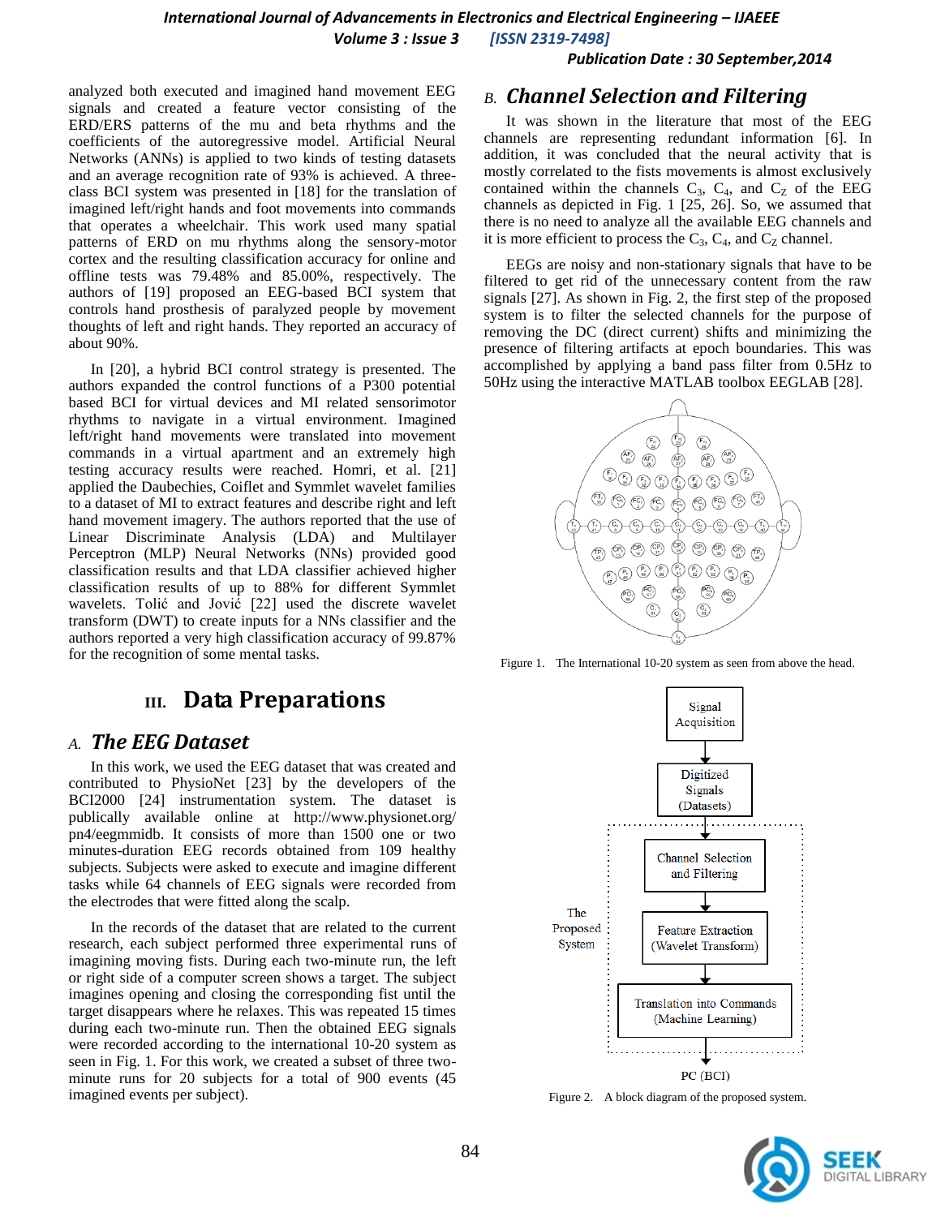analyzed both executed and imagined hand movement EEG signals and created a feature vector consisting of the ERD/ERS patterns of the mu and beta rhythms and the coefficients of the autoregressive model. Artificial Neural Networks (ANNs) is applied to two kinds of testing datasets and an average recognition rate of 93% is achieved. A three-class BCI system was presented in [18] for the translation of imagined left/right hands and foot movements into commands that operates a wheelchair. This work used many spatial patterns of ERD on mu rhythms along the sensory-motor cortex and the resulting classification accuracy for online and offline tests was 79.48% and 85.00%, respectively. The authors of [19] proposed an EEG-based BCI system that controls hand prosthesis of paralyzed people by movement thoughts of left and right hands. They reported an accuracy of about 90%.

In [20], a hybrid BCI control strategy is presented. The authors expanded the control functions of a P300 potential based BCI for virtual devices and MI related sensorimotor rhythms to navigate in a virtual environment. Imagined left/right hand movements were translated into movement commands in a virtual apartment and an extremely high testing accuracy results were reached. Homri, et al. [21] applied the Daubechies, Coiflet and Symmlet wavelet families to a dataset of MI to extract features and describe right and left hand movement imagery. The authors reported that the use of Linear Discriminate Analysis (LDA) and Multilayer Perceptron (MLP) Neural Networks (NNs) provided good classification results and that LDA classifier achieved higher classification results of up to 88% for different Symmlet wavelets. Tolić and Jović [22] used the discrete wavelet transform (DWT) to create inputs for a NNs classifier and the authors reported a very high classification accuracy of 99.87% for the recognition of some mental tasks.

# III. Data Preparations

## A. The EEG Dataset

In this work, we used the EEG dataset that was created and contributed to PhysioNet [23] by the developers of the BCI2000 [24] instrumentation system. The dataset is publically available online at http://www.physionet.org/pn4/eegmmidb. It consists of more than 1500 one or two minutes-duration EEG records obtained from 109 healthy subjects. Subjects were asked to execute and imagine different tasks while 64 channels of EEG signals were recorded from the electrodes that were fitted along the scalp.

In the records of the dataset that are related to the current research, each subject performed three experimental runs of imagining moving fists. During each two-minute run, the left or right side of a computer screen shows a target. The subject imagines opening and closing the corresponding fist until the target disappears where he relaxes. This was repeated 15 times during each two-minute run. Then the obtained EEG signals were recorded according to the international 10-20 system as seen in Fig. 1. For this work, we created a subset of three two-minute runs for 20 subjects for a total of 900 events (45 imagined events per subject).

## B. Channel Selection and Filtering

It was shown in the literature that most of the EEG channels are representing redundant information [6]. In addition, it was concluded that the neural activity that is mostly correlated to the fists movements is almost exclusively contained within the channels $C_3$, $C_4$, and $C_Z$ of the EEG channels as depicted in Fig. 1 [25, 26]. So, we assumed that there is no need to analyze all the available EEG channels and it is more efficient to process the $C_3$, $C_4$, and $C_Z$ channel.

EEGs are noisy and non-stationary signals that have to be filtered to get rid of the unnecessary content from the raw signals [27]. As shown in Fig. 2, the first step of the proposed system is to filter the selected channels for the purpose of removing the DC (direct current) shifts and minimizing the presence of filtering artifacts at epoch boundaries. This was accomplished by applying a band pass filter from 0.5Hz to 50Hz using the interactive MATLAB toolbox EEGLAB [28].

Figure 1. The International 10-20 system as seen from above the head.

Figure 2. A block diagram of the proposed system.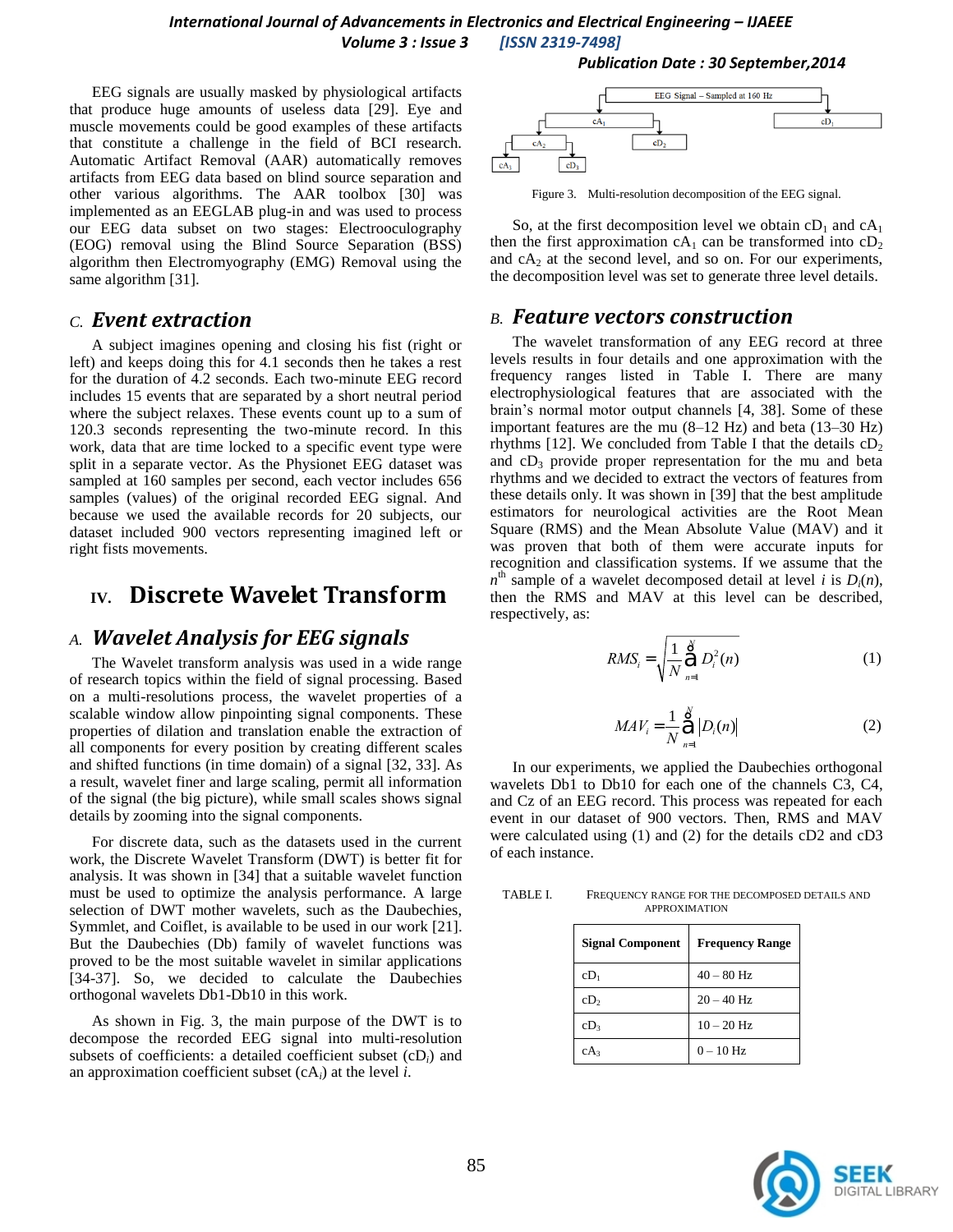EEG signals are usually masked by physiological artifacts that produce huge amounts of useless data [29]. Eye and muscle movements could be good examples of these artifacts that constitute a challenge in the field of BCI research. Automatic Artifact Removal (AAR) automatically removes artifacts from EEG data based on blind source separation and other various algorithms. The AAR toolbox [30] was implemented as an EEGLAB plug-in and was used to process our EEG data subset on two stages: Electrooculography (EOG) removal using the Blind Source Separation (BSS) algorithm then Electromyography (EMG) Removal using the same algorithm [31].

### C. *Event extraction*

A subject imagines opening and closing his fist (right or left) and keeps doing this for 4.1 seconds then he takes a rest for the duration of 4.2 seconds. Each two-minute EEG record includes 15 events that are separated by a short neutral period where the subject relaxes. These events count up to a sum of 120.3 seconds representing the two-minute record. In this work, data that are time locked to a specific event type were split in a separate vector. As the Physionet EEG dataset was sampled at 160 samples per second, each vector includes 656 samples (values) of the original recorded EEG signal. And because we used the available records for 20 subjects, our dataset included 900 vectors representing imagined left or right fists movements.

## IV. Discrete Wavelet Transform

### A. *Wavelet Analysis for EEG signals*

The Wavelet transform analysis was used in a wide range of research topics within the field of signal processing. Based on a multi-resolutions process, the wavelet properties of a scalable window allow pinpointing signal components. These properties of dilation and translation enable the extraction of all components for every position by creating different scales and shifted functions (in time domain) of a signal [32, 33]. As a result, wavelet finer and large scaling, permit all information of the signal (the big picture), while small scales shows signal details by zooming into the signal components.

For discrete data, such as the datasets used in the current work, the Discrete Wavelet Transform (DWT) is better fit for analysis. It was shown in [34] that a suitable wavelet function must be used to optimize the analysis performance. A large selection of DWT mother wavelets, such as the Daubechies, Symmlet, and Coiflet, is available to be used in our work [21]. But the Daubechies (Db) family of wavelet functions was proved to be the most suitable wavelet in similar applications [34-37]. So, we decided to calculate the Daubechies orthogonal wavelets Db1-Db10 in this work.

As shown in Fig. 3, the main purpose of the DWT is to decompose the recorded EEG signal into multi-resolution subsets of coefficients: a detailed coefficient subset ($cD_i$) and an approximation coefficient subset ($cA_i$) at the level $i$.

EEG Signal – Sampled at 160 Hz → $cA_1$, $cD_1$; $cA_1$ → $cA_2$, $cD_2$; $cA_2$ → $cA_3$, $cD_3$

Figure 3. Multi-resolution decomposition of the EEG signal.

So, at the first decomposition level we obtain $cD_1$ and $cA_1$ then the first approximation $cA_1$ can be transformed into $cD_2$ and $cA_2$ at the second level, and so on. For our experiments, the decomposition level was set to generate three level details.

### B. *Feature vectors construction*

The wavelet transformation of any EEG record at three levels results in four details and one approximation with the frequency ranges listed in Table I. There are many electrophysiological features that are associated with the brain's normal motor output channels [4, 38]. Some of these important features are the mu (8–12 Hz) and beta (13–30 Hz) rhythms [12]. We concluded from Table I that the details $cD_2$ and $cD_3$ provide proper representation for the mu and beta rhythms and we decided to extract the vectors of features from these details only. It was shown in [39] that the best amplitude estimators for neurological activities are the Root Mean Square (RMS) and the Mean Absolute Value (MAV) and it was proven that both of them were accurate inputs for recognition and classification systems. If we assume that the $n^{th}$ sample of a wavelet decomposed detail at level $i$ is $D_i(n)$, then the RMS and MAV at this level can be described, respectively, as:

$$RMS_i = \sqrt{\frac{1}{N}\sum_{n=1}^{N} D_i^2(n)} \qquad (1)$$

$$MAV_i = \frac{1}{N}\sum_{n=1}^{N} \left|D_i(n)\right| \qquad (2)$$

In our experiments, we applied the Daubechies orthogonal wavelets Db1 to Db10 for each one of the channels C3, C4, and Cz of an EEG record. This process was repeated for each event in our dataset of 900 vectors. Then, RMS and MAV were calculated using (1) and (2) for the details cD2 and cD3 of each instance.

TABLE I. FREQUENCY RANGE FOR THE DECOMPOSED DETAILS AND APPROXIMATION

| Signal Component | Frequency Range |
|---|---|
| $cD_1$ | 40 – 80 Hz |
| $cD_2$ | 20 – 40 Hz |
| $cD_3$ | 10 – 20 Hz |
| $cA_3$ | 0 – 10 Hz |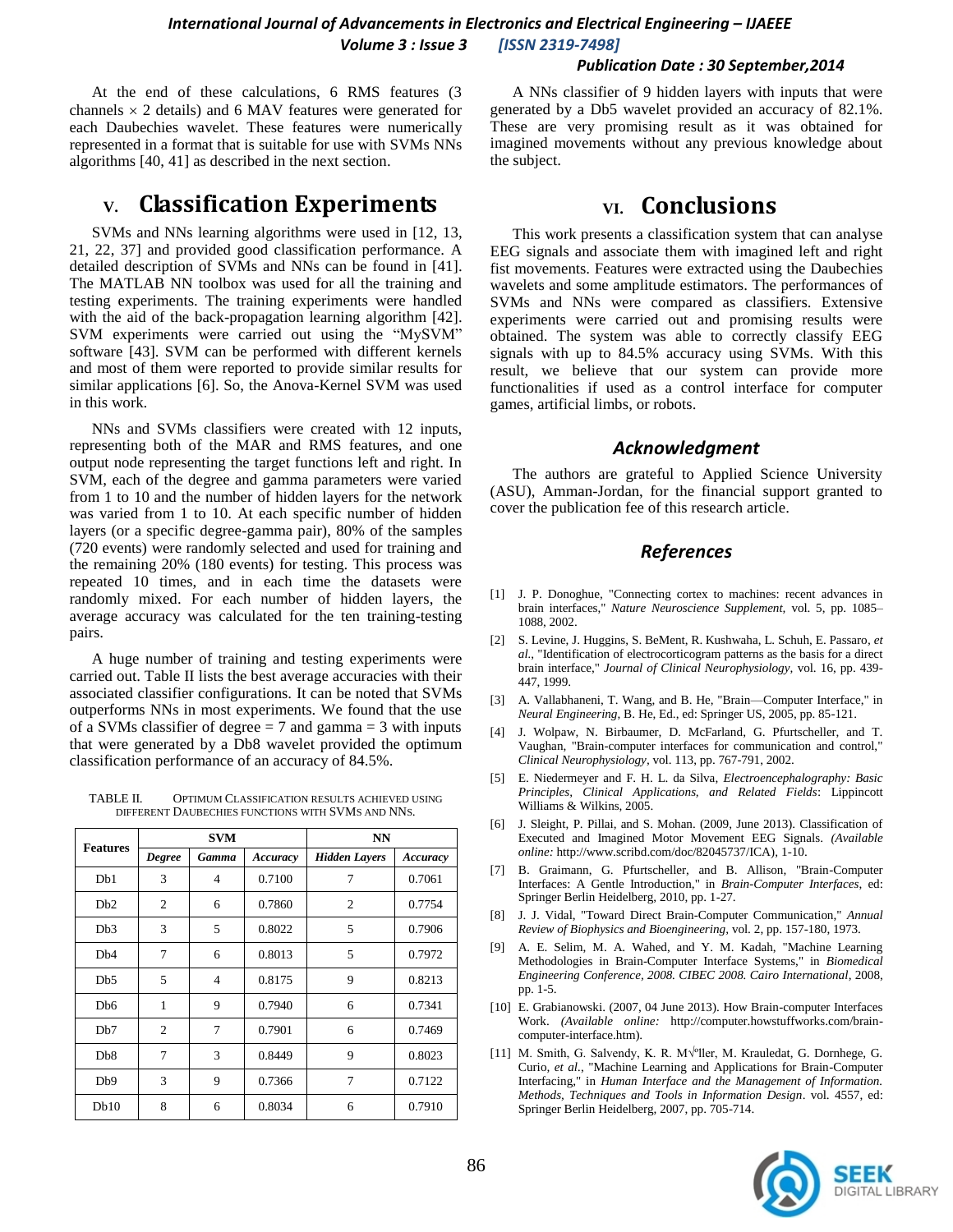At the end of these calculations, 6 RMS features (3 channels × 2 details) and 6 MAV features were generated for each Daubechies wavelet. These features were numerically represented in a format that is suitable for use with SVMs NNs algorithms [40, 41] as described in the next section.

## V. Classification Experiments

SVMs and NNs learning algorithms were used in [12, 13, 21, 22, 37] and provided good classification performance. A detailed description of SVMs and NNs can be found in [41]. The MATLAB NN toolbox was used for all the training and testing experiments. The training experiments were handled with the aid of the back-propagation learning algorithm [42]. SVM experiments were carried out using the "MySVM" software [43]. SVM can be performed with different kernels and most of them were reported to provide similar results for similar applications [6]. So, the Anova-Kernel SVM was used in this work.

NNs and SVMs classifiers were created with 12 inputs, representing both of the MAR and RMS features, and one output node representing the target functions left and right. In SVM, each of the degree and gamma parameters were varied from 1 to 10 and the number of hidden layers for the network was varied from 1 to 10. At each specific number of hidden layers (or a specific degree-gamma pair), 80% of the samples (720 events) were randomly selected and used for training and the remaining 20% (180 events) for testing. This process was repeated 10 times, and in each time the datasets were randomly mixed. For each number of hidden layers, the average accuracy was calculated for the ten training-testing pairs.

A huge number of training and testing experiments were carried out. Table II lists the best average accuracies with their associated classifier configurations. It can be noted that SVMs outperforms NNs in most experiments. We found that the use of a SVMs classifier of degree = 7 and gamma = 3 with inputs that were generated by a Db8 wavelet provided the optimum classification performance of an accuracy of 84.5%.

TABLE II. Optimum Classification Results Achieved Using Different Daubechies Functions with SVMs and NNs.

| Features | SVM | | | NN | |
|---|---|---|---|---|---|
| | *Degree* | *Gamma* | *Accuracy* | *Hidden Layers* | *Accuracy* |
| Db1 | 3 | 4 | 0.7100 | 7 | 0.7061 |
| Db2 | 2 | 6 | 0.7860 | 2 | 0.7754 |
| Db3 | 3 | 5 | 0.8022 | 5 | 0.7906 |
| Db4 | 7 | 6 | 0.8013 | 5 | 0.7972 |
| Db5 | 5 | 4 | 0.8175 | 9 | 0.8213 |
| Db6 | 1 | 9 | 0.7940 | 6 | 0.7341 |
| Db7 | 2 | 7 | 0.7901 | 6 | 0.7469 |
| Db8 | 7 | 3 | 0.8449 | 9 | 0.8023 |
| Db9 | 3 | 9 | 0.7366 | 7 | 0.7122 |
| Db10 | 8 | 6 | 0.8034 | 6 | 0.7910 |

A NNs classifier of 9 hidden layers with inputs that were generated by a Db5 wavelet provided an accuracy of 82.1%. These are very promising result as it was obtained for imagined movements without any previous knowledge about the subject.

## VI. Conclusions

This work presents a classification system that can analyse EEG signals and associate them with imagined left and right fist movements. Features were extracted using the Daubechies wavelets and some amplitude estimators. The performances of SVMs and NNs were compared as classifiers. Extensive experiments were carried out and promising results were obtained. The system was able to correctly classify EEG signals with up to 84.5% accuracy using SVMs. With this result, we believe that our system can provide more functionalities if used as a control interface for computer games, artificial limbs, or robots.

## *Acknowledgment*

The authors are grateful to Applied Science University (ASU), Amman-Jordan, for the financial support granted to cover the publication fee of this research article.

## *References*

[1] J. P. Donoghue, "Connecting cortex to machines: recent advances in brain interfaces," *Nature Neuroscience Supplement*, vol. 5, pp. 1085–1088, 2002.

[2] S. Levine, J. Huggins, S. BeMent, R. Kushwaha, L. Schuh, E. Passaro, *et al.*, "Identification of electrocorticogram patterns as the basis for a direct brain interface," *Journal of Clinical Neurophysiology*, vol. 16, pp. 439-447, 1999.

[3] A. Vallabhaneni, T. Wang, and B. He, "Brain—Computer Interface," in *Neural Engineering*, B. He, Ed., ed: Springer US, 2005, pp. 85-121.

[4] J. Wolpaw, N. Birbaumer, D. McFarland, G. Pfurtscheller, and T. Vaughan, "Brain-computer interfaces for communication and control," *Clinical Neurophysiology*, vol. 113, pp. 767-791, 2002.

[5] E. Niedermeyer and F. H. L. da Silva, *Electroencephalography: Basic Principles, Clinical Applications, and Related Fields*: Lippincott Williams & Wilkins, 2005.

[6] J. Sleight, P. Pillai, and S. Mohan. (2009, June 2013). Classification of Executed and Imagined Motor Movement EEG Signals. *(Available online:* http://www.scribd.com/doc/82045737/ICA), 1-10.

[7] B. Graimann, G. Pfurtscheller, and B. Allison, "Brain-Computer Interfaces: A Gentle Introduction," in *Brain-Computer Interfaces*, ed: Springer Berlin Heidelberg, 2010, pp. 1-27.

[8] J. J. Vidal, "Toward Direct Brain-Computer Communication," *Annual Review of Biophysics and Bioengineering*, vol. 2, pp. 157-180, 1973.

[9] A. E. Selim, M. A. Wahed, and Y. M. Kadah, "Machine Learning Methodologies in Brain-Computer Interface Systems," in *Biomedical Engineering Conference, 2008. CIBEC 2008. Cairo International*, 2008, pp. 1-5.

[10] E. Grabianowski. (2007, 04 June 2013). How Brain-computer Interfaces Work. *(Available online:* http://computer.howstuffworks.com/brain-computer-interface.htm).

[11] M. Smith, G. Salvendy, K. R. M√ºller, M. Krauledat, G. Dornhege, G. Curio, *et al.*, "Machine Learning and Applications for Brain-Computer Interfacing," in *Human Interface and the Management of Information. Methods, Techniques and Tools in Information Design*. vol. 4557, ed: Springer Berlin Heidelberg, 2007, pp. 705-714.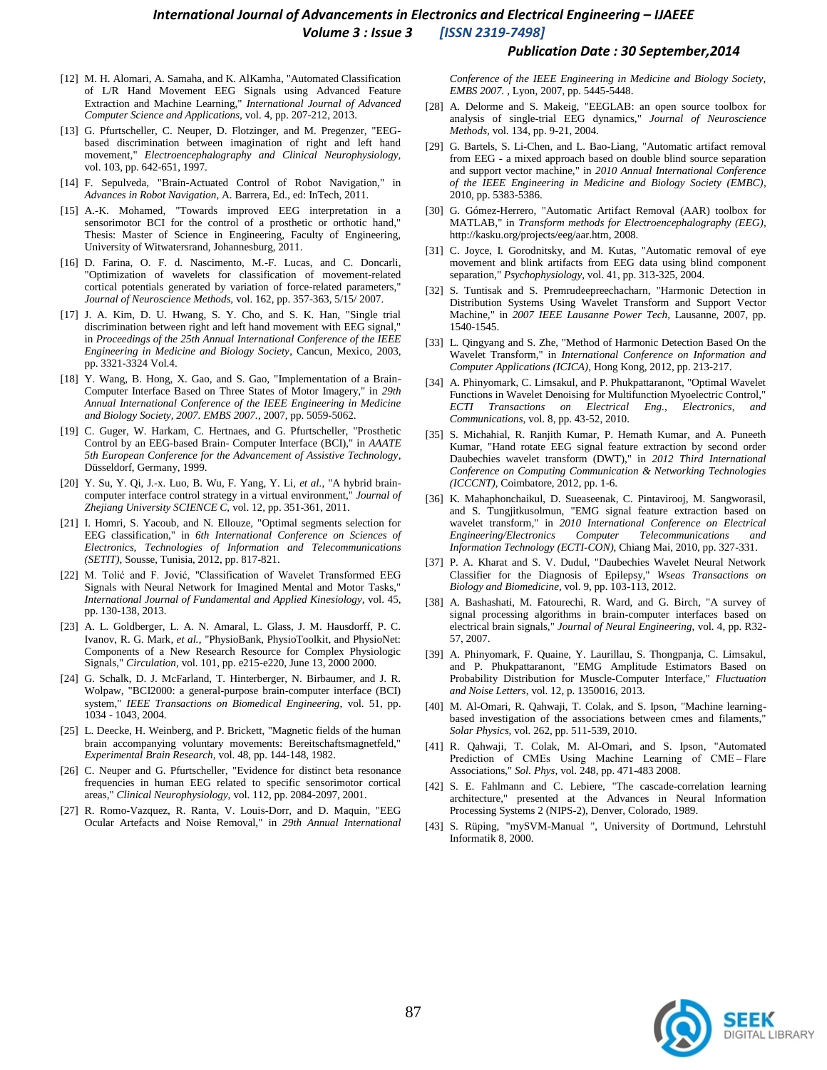[12] M. H. Alomari, A. Samaha, and K. AlKamha, "Automated Classification of L/R Hand Movement EEG Signals using Advanced Feature Extraction and Machine Learning," *International Journal of Advanced Computer Science and Applications*, vol. 4, pp. 207-212, 2013.

[13] G. Pfurtscheller, C. Neuper, D. Flotzinger, and M. Pregenzer, "EEG-based discrimination between imagination of right and left hand movement," *Electroencephalography and Clinical Neurophysiology*, vol. 103, pp. 642-651, 1997.

[14] F. Sepulveda, "Brain-Actuated Control of Robot Navigation," in *Advances in Robot Navigation*, A. Barrera, Ed., ed: InTech, 2011.

[15] A.-K. Mohamed, "Towards improved EEG interpretation in a sensorimotor BCI for the control of a prosthetic or orthotic hand," Thesis: Master of Science in Engineering, Faculty of Engineering, University of Witwatersrand, Johannesburg, 2011.

[16] D. Farina, O. F. d. Nascimento, M.-F. Lucas, and C. Doncarli, "Optimization of wavelets for classification of movement-related cortical potentials generated by variation of force-related parameters," *Journal of Neuroscience Methods*, vol. 162, pp. 357-363, 5/15/ 2007.

[17] J. A. Kim, D. U. Hwang, S. Y. Cho, and S. K. Han, "Single trial discrimination between right and left hand movement with EEG signal," in *Proceedings of the 25th Annual International Conference of the IEEE Engineering in Medicine and Biology Society*, Cancun, Mexico, 2003, pp. 3321-3324 Vol.4.

[18] Y. Wang, B. Hong, X. Gao, and S. Gao, "Implementation of a Brain-Computer Interface Based on Three States of Motor Imagery," in *29th Annual International Conference of the IEEE Engineering in Medicine and Biology Society, 2007. EMBS 2007.*, 2007, pp. 5059-5062.

[19] C. Guger, W. Harkam, C. Hertnaes, and G. Pfurtscheller, "Prosthetic Control by an EEG-based Brain- Computer Interface (BCI)," in *AAATE 5th European Conference for the Advancement of Assistive Technology*, Düsseldorf, Germany, 1999.

[20] Y. Su, Y. Qi, J.-x. Luo, B. Wu, F. Yang, Y. Li, *et al.*, "A hybrid brain-computer interface control strategy in a virtual environment," *Journal of Zhejiang University SCIENCE C*, vol. 12, pp. 351-361, 2011.

[21] I. Homri, S. Yacoub, and N. Ellouze, "Optimal segments selection for EEG classification," in *6th International Conference on Sciences of Electronics, Technologies of Information and Telecommunications (SETIT)*, Sousse, Tunisia, 2012, pp. 817-821.

[22] M. Tolić and F. Jović, "Classification of Wavelet Transformed EEG Signals with Neural Network for Imagined Mental and Motor Tasks," *International Journal of Fundamental and Applied Kinesiology*, vol. 45, pp. 130-138, 2013.

[23] A. L. Goldberger, L. A. N. Amaral, L. Glass, J. M. Hausdorff, P. C. Ivanov, R. G. Mark, *et al.*, "PhysioBank, PhysioToolkit, and PhysioNet: Components of a New Research Resource for Complex Physiologic Signals," *Circulation*, vol. 101, pp. e215-e220, June 13, 2000 2000.

[24] G. Schalk, D. J. McFarland, T. Hinterberger, N. Birbaumer, and J. R. Wolpaw, "BCI2000: a general-purpose brain-computer interface (BCI) system," *IEEE Transactions on Biomedical Engineering*, vol. 51, pp. 1034 - 1043, 2004.

[25] L. Deecke, H. Weinberg, and P. Brickett, "Magnetic fields of the human brain accompanying voluntary movements: Bereitschaftsmagnetfeld," *Experimental Brain Research*, vol. 48, pp. 144-148, 1982.

[26] C. Neuper and G. Pfurtscheller, "Evidence for distinct beta resonance frequencies in human EEG related to specific sensorimotor cortical areas," *Clinical Neurophysiology*, vol. 112, pp. 2084-2097, 2001.

[27] R. Romo-Vazquez, R. Ranta, V. Louis-Dorr, and D. Maquin, "EEG Ocular Artefacts and Noise Removal," in *29th Annual International Conference of the IEEE Engineering in Medicine and Biology Society, EMBS 2007.* , Lyon, 2007, pp. 5445-5448.

[28] A. Delorme and S. Makeig, "EEGLAB: an open source toolbox for analysis of single-trial EEG dynamics," *Journal of Neuroscience Methods*, vol. 134, pp. 9-21, 2004.

[29] G. Bartels, S. Li-Chen, and L. Bao-Liang, "Automatic artifact removal from EEG - a mixed approach based on double blind source separation and support vector machine," in *2010 Annual International Conference of the IEEE Engineering in Medicine and Biology Society (EMBC)*, 2010, pp. 5383-5386.

[30] G. Gómez-Herrero, "Automatic Artifact Removal (AAR) toolbox for MATLAB," in *Transform methods for Electroencephalography (EEG)*, http://kasku.org/projects/eeg/aar.htm, 2008.

[31] C. Joyce, I. Gorodnitsky, and M. Kutas, "Automatic removal of eye movement and blink artifacts from EEG data using blind component separation," *Psychophysiology*, vol. 41, pp. 313-325, 2004.

[32] S. Tuntisak and S. Premrudeepreechacharn, "Harmonic Detection in Distribution Systems Using Wavelet Transform and Support Vector Machine," in *2007 IEEE Lausanne Power Tech*, Lausanne, 2007, pp. 1540-1545.

[33] L. Qingyang and S. Zhe, "Method of Harmonic Detection Based On the Wavelet Transform," in *International Conference on Information and Computer Applications (ICICA)*, Hong Kong, 2012, pp. 213-217.

[34] A. Phinyomark, C. Limsakul, and P. Phukpattaranont, "Optimal Wavelet Functions in Wavelet Denoising for Multifunction Myoelectric Control," *ECTI Transactions on Electrical Eng., Electronics, and Communications*, vol. 8, pp. 43-52, 2010.

[35] S. Michahial, R. Ranjith Kumar, P. Hemath Kumar, and A. Puneeth Kumar, "Hand rotate EEG signal feature extraction by second order Daubechies wavelet transform (DWT)," in *2012 Third International Conference on Computing Communication & Networking Technologies (ICCCNT)*, Coimbatore, 2012, pp. 1-6.

[36] K. Mahaphonchaikul, D. Sueaseenak, C. Pintavirooj, M. Sangworasil, and S. Tungjitkusolmun, "EMG signal feature extraction based on wavelet transform," in *2010 International Conference on Electrical Engineering/Electronics Computer Telecommunications and Information Technology (ECTI-CON)*, Chiang Mai, 2010, pp. 327-331.

[37] P. A. Kharat and S. V. Dudul, "Daubechies Wavelet Neural Network Classifier for the Diagnosis of Epilepsy," *Wseas Transactions on Biology and Biomedicine*, vol. 9, pp. 103-113, 2012.

[38] A. Bashashati, M. Fatourechi, R. Ward, and G. Birch, "A survey of signal processing algorithms in brain-computer interfaces based on electrical brain signals," *Journal of Neural Engineering*, vol. 4, pp. R32-57, 2007.

[39] A. Phinyomark, F. Quaine, Y. Laurillau, S. Thongpanja, C. Limsakul, and P. Phukpattaranont, "EMG Amplitude Estimators Based on Probability Distribution for Muscle-Computer Interface," *Fluctuation and Noise Letters*, vol. 12, p. 1350016, 2013.

[40] M. Al-Omari, R. Qahwaji, T. Colak, and S. Ipson, "Machine learning-based investigation of the associations between cmes and filaments," *Solar Physics*, vol. 262, pp. 511-539, 2010.

[41] R. Qahwaji, T. Colak, M. Al-Omari, and S. Ipson, "Automated Prediction of CMEs Using Machine Learning of CME – Flare Associations," *Sol. Phys*, vol. 248, pp. 471-483 2008.

[42] S. E. Fahlmann and C. Lebiere, "The cascade-correlation learning architecture," presented at the Advances in Neural Information Processing Systems 2 (NIPS-2), Denver, Colorado, 1989.

[43] S. Rüping, "mySVM-Manual ", University of Dortmund, Lehrstuhl Informatik 8, 2000.